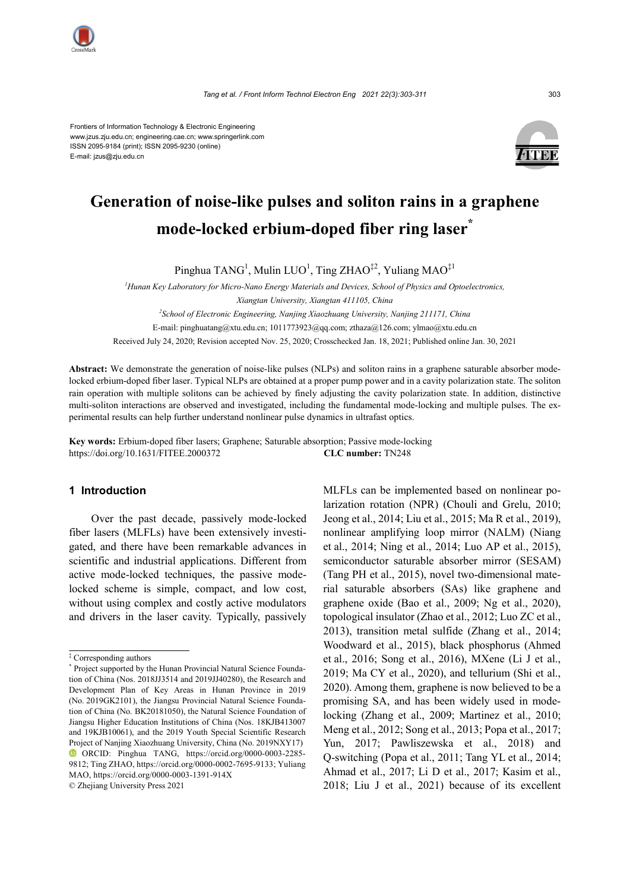Frontiers of Information Technology & Electronic Engineering
www.jzus.zju.edu.cn; engineering.cae.cn; www.springerlink.com
ISSN 2095-9184 (print); ISSN 2095-9230 (online)
E-mail: jzus@zju.edu.cn

# Generation of noise-like pulses and soliton rains in a graphene mode-locked erbium-doped fiber ring laser*

Pinghua TANG[1], Mulin LUO[1], Ting ZHAO[‡2], Yuliang MAO[‡1]

[1]*Hunan Key Laboratory for Micro-Nano Energy Materials and Devices, School of Physics and Optoelectronics, Xiangtan University, Xiangtan 411105, China*

[2]*School of Electronic Engineering, Nanjing Xiaozhuang University, Nanjing 211171, China*

E-mail: pinghuatang@xtu.edu.cn; 1011773923@qq.com; zthaza@126.com; ylmao@xtu.edu.cn

Received July 24, 2020; Revision accepted Nov. 25, 2020; Crosschecked Jan. 18, 2021; Published online Jan. 30, 2021

**Abstract:** We demonstrate the generation of noise-like pulses (NLPs) and soliton rains in a graphene saturable absorber mode-locked erbium-doped fiber laser. Typical NLPs are obtained at a proper pump power and in a cavity polarization state. The soliton rain operation with multiple solitons can be achieved by finely adjusting the cavity polarization state. In addition, distinctive multi-soliton interactions are observed and investigated, including the fundamental mode-locking and multiple pulses. The experimental results can help further understand nonlinear pulse dynamics in ultrafast optics.

**Key words:** Erbium-doped fiber lasers; Graphene; Saturable absorption; Passive mode-locking
https://doi.org/10.1631/FITEE.2000372 **CLC number:** TN248

## 1 Introduction

Over the past decade, passively mode-locked fiber lasers (MLFLs) have been extensively investigated, and there have been remarkable advances in scientific and industrial applications. Different from active mode-locked techniques, the passive mode-locked scheme is simple, compact, and low cost, without using complex and costly active modulators and drivers in the laser cavity. Typically, passively MLFLs can be implemented based on nonlinear polarization rotation (NPR) (Chouli and Grelu, 2010; Jeong et al., 2014; Liu et al., 2015; Ma R et al., 2019), nonlinear amplifying loop mirror (NALM) (Niang et al., 2014; Ning et al., 2014; Luo AP et al., 2015), semiconductor saturable absorber mirror (SESAM) (Tang PH et al., 2015), novel two-dimensional material saturable absorbers (SAs) like graphene and graphene oxide (Bao et al., 2009; Ng et al., 2020), topological insulator (Zhao et al., 2012; Luo ZC et al., 2013), transition metal sulfide (Zhang et al., 2014; Woodward et al., 2015), black phosphorus (Ahmed et al., 2016; Song et al., 2016), MXene (Li J et al., 2019; Ma CY et al., 2020), and tellurium (Shi et al., 2020). Among them, graphene is now believed to be a promising SA, and has been widely used in mode-locking (Zhang et al., 2009; Martinez et al., 2010; Meng et al., 2012; Song et al., 2013; Popa et al., 2017; Yun, 2017; Pawliszewska et al., 2018) and Q-switching (Popa et al., 2011; Tang YL et al., 2014; Ahmad et al., 2017; Li D et al., 2017; Kasim et al., 2018; Liu J et al., 2021) because of its excellent

---

‡ Corresponding authors

\* Project supported by the Hunan Provincial Natural Science Foundation of China (Nos. 2018JJ3514 and 2019JJ40280), the Research and Development Plan of Key Areas in Hunan Province in 2019 (No. 2019GK2101), the Jiangsu Provincial Natural Science Foundation of China (No. BK20181050), the Natural Science Foundation of Jiangsu Higher Education Institutions of China (Nos. 18KJB413007 and 19KJB10061), and the 2019 Youth Special Scientific Research Project of Nanjing Xiaozhuang University, China (No. 2019NXY17)

ORCID: Pinghua TANG, https://orcid.org/0000-0003-2285-9812; Ting ZHAO, https://orcid.org/0000-0002-7695-9133; Yuliang MAO, https://orcid.org/0000-0003-1391-914X

© Zhejiang University Press 2021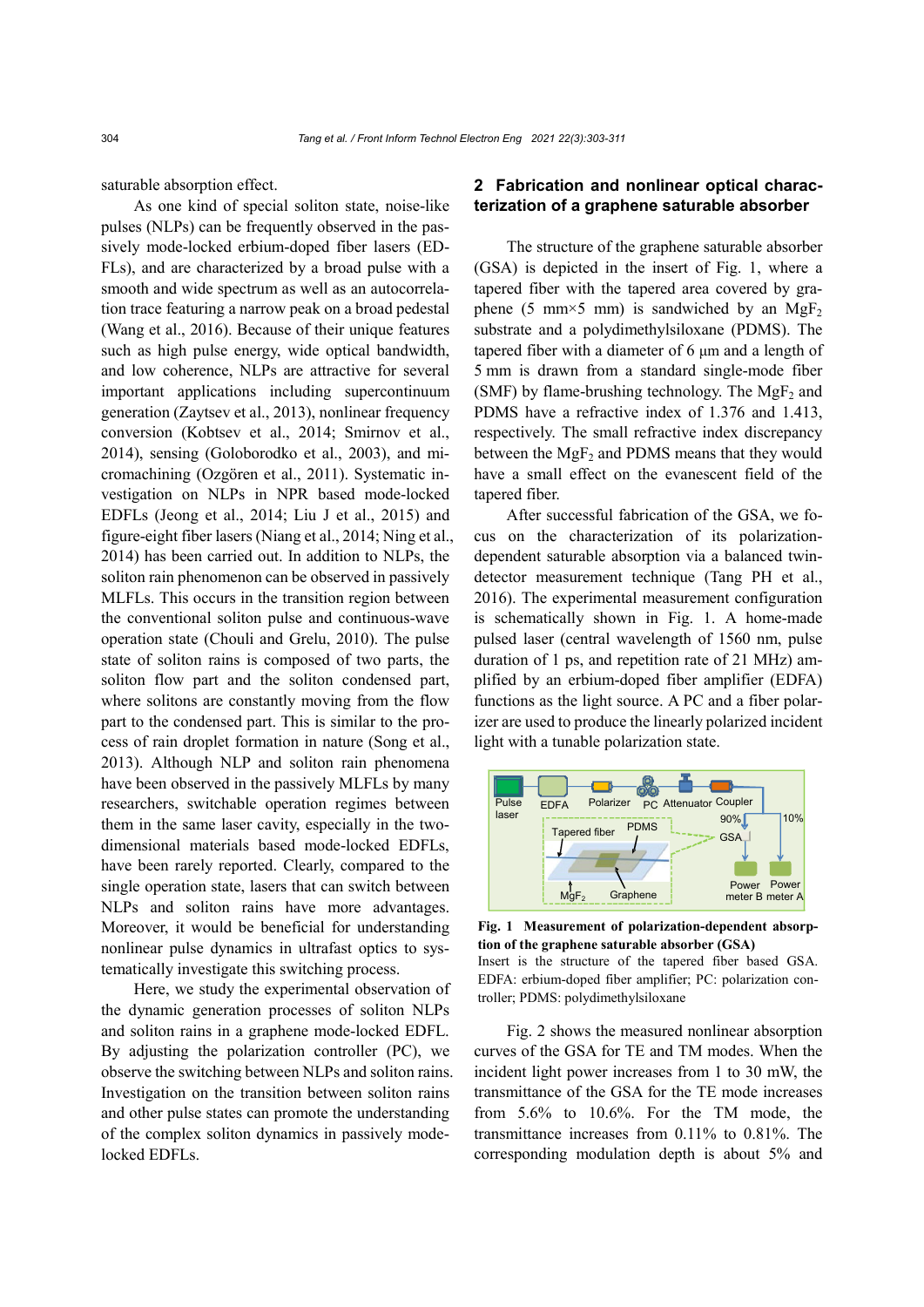saturable absorption effect.

As one kind of special soliton state, noise-like pulses (NLPs) can be frequently observed in the passively mode-locked erbium-doped fiber lasers (EDFLs), and are characterized by a broad pulse with a smooth and wide spectrum as well as an autocorrelation trace featuring a narrow peak on a broad pedestal (Wang et al., 2016). Because of their unique features such as high pulse energy, wide optical bandwidth, and low coherence, NLPs are attractive for several important applications including supercontinuum generation (Zaytsev et al., 2013), nonlinear frequency conversion (Kobtsev et al., 2014; Smirnov et al., 2014), sensing (Goloborodko et al., 2003), and micromachining (Ozgören et al., 2011). Systematic investigation on NLPs in NPR based mode-locked EDFLs (Jeong et al., 2014; Liu J et al., 2015) and figure-eight fiber lasers (Niang et al., 2014; Ning et al., 2014) has been carried out. In addition to NLPs, the soliton rain phenomenon can be observed in passively MLFLs. This occurs in the transition region between the conventional soliton pulse and continuous-wave operation state (Chouli and Grelu, 2010). The pulse state of soliton rains is composed of two parts, the soliton flow part and the soliton condensed part, where solitons are constantly moving from the flow part to the condensed part. This is similar to the process of rain droplet formation in nature (Song et al., 2013). Although NLP and soliton rain phenomena have been observed in the passively MLFLs by many researchers, switchable operation regimes between them in the same laser cavity, especially in the two-dimensional materials based mode-locked EDFLs, have been rarely reported. Clearly, compared to the single operation state, lasers that can switch between NLPs and soliton rains have more advantages. Moreover, it would be beneficial for understanding nonlinear pulse dynamics in ultrafast optics to systematically investigate this switching process.

Here, we study the experimental observation of the dynamic generation processes of soliton NLPs and soliton rains in a graphene mode-locked EDFL. By adjusting the polarization controller (PC), we observe the switching between NLPs and soliton rains. Investigation on the transition between soliton rains and other pulse states can promote the understanding of the complex soliton dynamics in passively mode-locked EDFLs.

## 2 Fabrication and nonlinear optical characterization of a graphene saturable absorber

The structure of the graphene saturable absorber (GSA) is depicted in the insert of Fig. 1, where a tapered fiber with the tapered area covered by graphene (5 mm×5 mm) is sandwiched by an $MgF_2$ substrate and a polydimethylsiloxane (PDMS). The tapered fiber with a diameter of 6 μm and a length of 5 mm is drawn from a standard single-mode fiber (SMF) by flame-brushing technology. The $MgF_2$ and PDMS have a refractive index of 1.376 and 1.413, respectively. The small refractive index discrepancy between the $MgF_2$ and PDMS means that they would have a small effect on the evanescent field of the tapered fiber.

After successful fabrication of the GSA, we focus on the characterization of its polarization-dependent saturable absorption via a balanced twin-detector measurement technique (Tang PH et al., 2016). The experimental measurement configuration is schematically shown in Fig. 1. A home-made pulsed laser (central wavelength of 1560 nm, pulse duration of 1 ps, and repetition rate of 21 MHz) amplified by an erbium-doped fiber amplifier (EDFA) functions as the light source. A PC and a fiber polarizer are used to produce the linearly polarized incident light with a tunable polarization state.

**Fig. 1 Measurement of polarization-dependent absorption of the graphene saturable absorber (GSA)**
Insert is the structure of the tapered fiber based GSA. EDFA: erbium-doped fiber amplifier; PC: polarization controller; PDMS: polydimethylsiloxane

Fig. 2 shows the measured nonlinear absorption curves of the GSA for TE and TM modes. When the incident light power increases from 1 to 30 mW, the transmittance of the GSA for the TE mode increases from 5.6% to 10.6%. For the TM mode, the transmittance increases from 0.11% to 0.81%. The corresponding modulation depth is about 5% and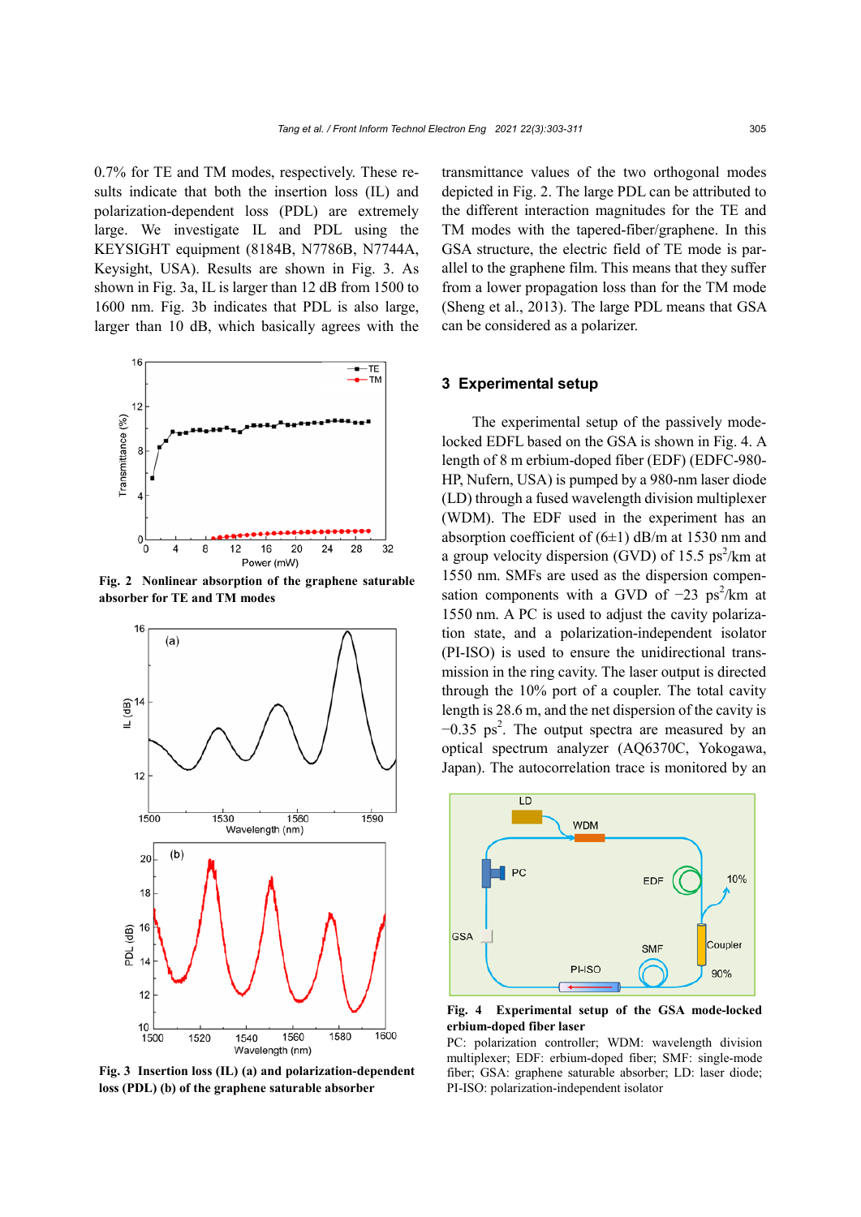0.7% for TE and TM modes, respectively. These results indicate that both the insertion loss (IL) and polarization-dependent loss (PDL) are extremely large. We investigate IL and PDL using the KEYSIGHT equipment (8184B, N7786B, N7744A, Keysight, USA). Results are shown in Fig. 3. As shown in Fig. 3a, IL is larger than 12 dB from 1500 to 1600 nm. Fig. 3b indicates that PDL is also large, larger than 10 dB, which basically agrees with the transmittance values of the two orthogonal modes depicted in Fig. 2. The large PDL can be attributed to the different interaction magnitudes for the TE and TM modes with the tapered-fiber/graphene. In this GSA structure, the electric field of TE mode is parallel to the graphene film. This means that they suffer from a lower propagation loss than for the TM mode (Sheng et al., 2013). The large PDL means that GSA can be considered as a polarizer.

**Fig. 2 Nonlinear absorption of the graphene saturable absorber for TE and TM modes**

**Fig. 3 Insertion loss (IL) (a) and polarization-dependent loss (PDL) (b) of the graphene saturable absorber**

## 3 Experimental setup

The experimental setup of the passively mode-locked EDFL based on the GSA is shown in Fig. 4. A length of 8 m erbium-doped fiber (EDF) (EDFC-980-HP, Nufern, USA) is pumped by a 980-nm laser diode (LD) through a fused wavelength division multiplexer (WDM). The EDF used in the experiment has an absorption coefficient of (6±1) dB/m at 1530 nm and a group velocity dispersion (GVD) of 15.5 $ps^2$/km at 1550 nm. SMFs are used as the dispersion compensation components with a GVD of −23 $ps^2$/km at 1550 nm. A PC is used to adjust the cavity polarization state, and a polarization-independent isolator (PI-ISO) is used to ensure the unidirectional transmission in the ring cavity. The laser output is directed through the 10% port of a coupler. The total cavity length is 28.6 m, and the net dispersion of the cavity is −0.35 $ps^2$. The output spectra are measured by an optical spectrum analyzer (AQ6370C, Yokogawa, Japan). The autocorrelation trace is monitored by an

**Fig. 4 Experimental setup of the GSA mode-locked erbium-doped fiber laser**

PC: polarization controller; WDM: wavelength division multiplexer; EDF: erbium-doped fiber; SMF: single-mode fiber; GSA: graphene saturable absorber; LD: laser diode; PI-ISO: polarization-independent isolator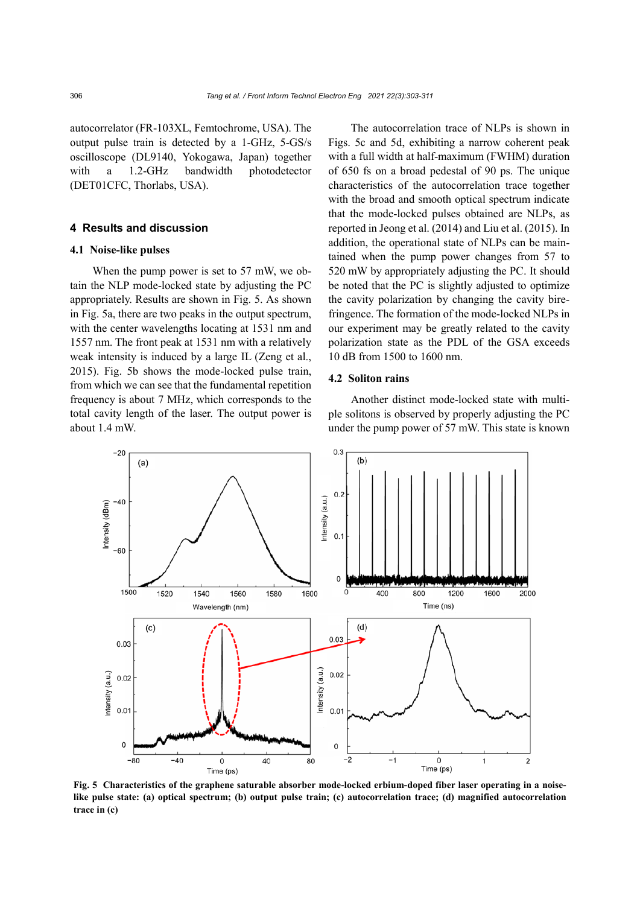autocorrelator (FR-103XL, Femtochrome, USA). The output pulse train is detected by a 1-GHz, 5-GS/s oscilloscope (DL9140, Yokogawa, Japan) together with a 1.2-GHz bandwidth photodetector (DET01CFC, Thorlabs, USA).

## 4 Results and discussion

### 4.1 Noise-like pulses

When the pump power is set to 57 mW, we obtain the NLP mode-locked state by adjusting the PC appropriately. Results are shown in Fig. 5. As shown in Fig. 5a, there are two peaks in the output spectrum, with the center wavelengths locating at 1531 nm and 1557 nm. The front peak at 1531 nm with a relatively weak intensity is induced by a large IL (Zeng et al., 2015). Fig. 5b shows the mode-locked pulse train, from which we can see that the fundamental repetition frequency is about 7 MHz, which corresponds to the total cavity length of the laser. The output power is about 1.4 mW.

The autocorrelation trace of NLPs is shown in Figs. 5c and 5d, exhibiting a narrow coherent peak with a full width at half-maximum (FWHM) duration of 650 fs on a broad pedestal of 90 ps. The unique characteristics of the autocorrelation trace together with the broad and smooth optical spectrum indicate that the mode-locked pulses obtained are NLPs, as reported in Jeong et al. (2014) and Liu et al. (2015). In addition, the operational state of NLPs can be maintained when the pump power changes from 57 to 520 mW by appropriately adjusting the PC. It should be noted that the PC is slightly adjusted to optimize the cavity polarization by changing the cavity birefringence. The formation of the mode-locked NLPs in our experiment may be greatly related to the cavity polarization state as the PDL of the GSA exceeds 10 dB from 1500 to 1600 nm.

### 4.2 Soliton rains

Another distinct mode-locked state with multiple solitons is observed by properly adjusting the PC under the pump power of 57 mW. This state is known

**Fig. 5 Characteristics of the graphene saturable absorber mode-locked erbium-doped fiber laser operating in a noise-like pulse state: (a) optical spectrum; (b) output pulse train; (c) autocorrelation trace; (d) magnified autocorrelation trace in (c)**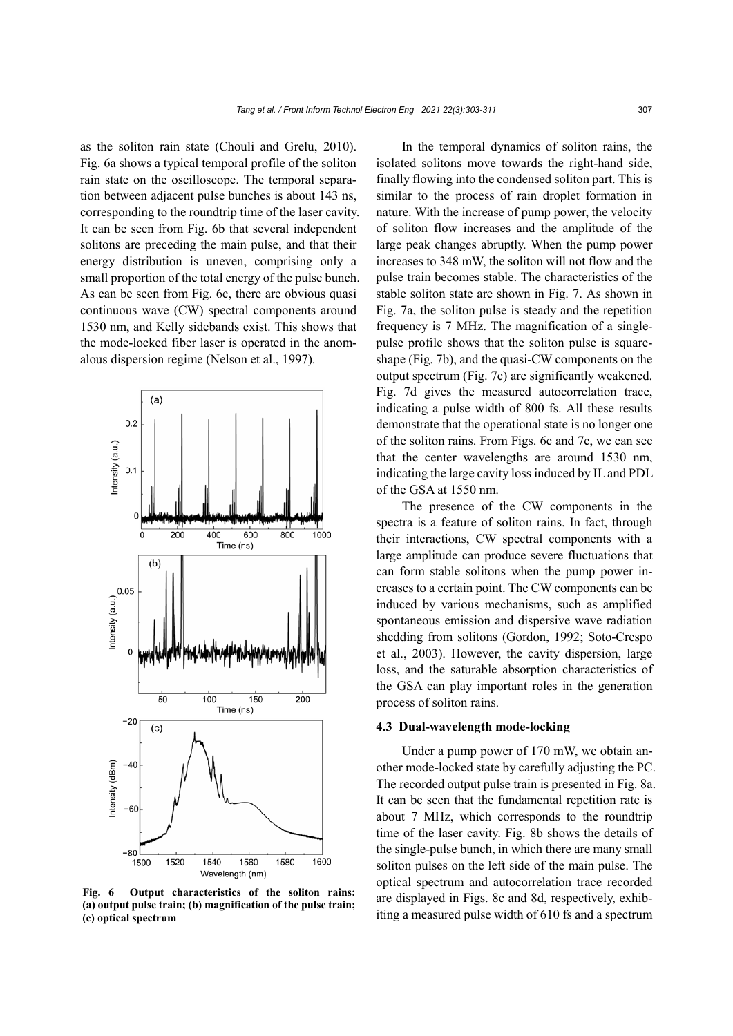as the soliton rain state (Chouli and Grelu, 2010). Fig. 6a shows a typical temporal profile of the soliton rain state on the oscilloscope. The temporal separation between adjacent pulse bunches is about 143 ns, corresponding to the roundtrip time of the laser cavity. It can be seen from Fig. 6b that several independent solitons are preceding the main pulse, and that their energy distribution is uneven, comprising only a small proportion of the total energy of the pulse bunch. As can be seen from Fig. 6c, there are obvious quasi continuous wave (CW) spectral components around 1530 nm, and Kelly sidebands exist. This shows that the mode-locked fiber laser is operated in the anomalous dispersion regime (Nelson et al., 1997).

**Fig. 6 Output characteristics of the soliton rains: (a) output pulse train; (b) magnification of the pulse train; (c) optical spectrum**

In the temporal dynamics of soliton rains, the isolated solitons move towards the right-hand side, finally flowing into the condensed soliton part. This is similar to the process of rain droplet formation in nature. With the increase of pump power, the velocity of soliton flow increases and the amplitude of the large peak changes abruptly. When the pump power increases to 348 mW, the soliton will not flow and the pulse train becomes stable. The characteristics of the stable soliton state are shown in Fig. 7. As shown in Fig. 7a, the soliton pulse is steady and the repetition frequency is 7 MHz. The magnification of a single-pulse profile shows that the soliton pulse is square-shape (Fig. 7b), and the quasi-CW components on the output spectrum (Fig. 7c) are significantly weakened. Fig. 7d gives the measured autocorrelation trace, indicating a pulse width of 800 fs. All these results demonstrate that the operational state is no longer one of the soliton rains. From Figs. 6c and 7c, we can see that the center wavelengths are around 1530 nm, indicating the large cavity loss induced by IL and PDL of the GSA at 1550 nm.

The presence of the CW components in the spectra is a feature of soliton rains. In fact, through their interactions, CW spectral components with a large amplitude can produce severe fluctuations that can form stable solitons when the pump power increases to a certain point. The CW components can be induced by various mechanisms, such as amplified spontaneous emission and dispersive wave radiation shedding from solitons (Gordon, 1992; Soto-Crespo et al., 2003). However, the cavity dispersion, large loss, and the saturable absorption characteristics of the GSA can play important roles in the generation process of soliton rains.

### 4.3 Dual-wavelength mode-locking

Under a pump power of 170 mW, we obtain another mode-locked state by carefully adjusting the PC. The recorded output pulse train is presented in Fig. 8a. It can be seen that the fundamental repetition rate is about 7 MHz, which corresponds to the roundtrip time of the laser cavity. Fig. 8b shows the details of the single-pulse bunch, in which there are many small soliton pulses on the left side of the main pulse. The optical spectrum and autocorrelation trace recorded are displayed in Figs. 8c and 8d, respectively, exhibiting a measured pulse width of 610 fs and a spectrum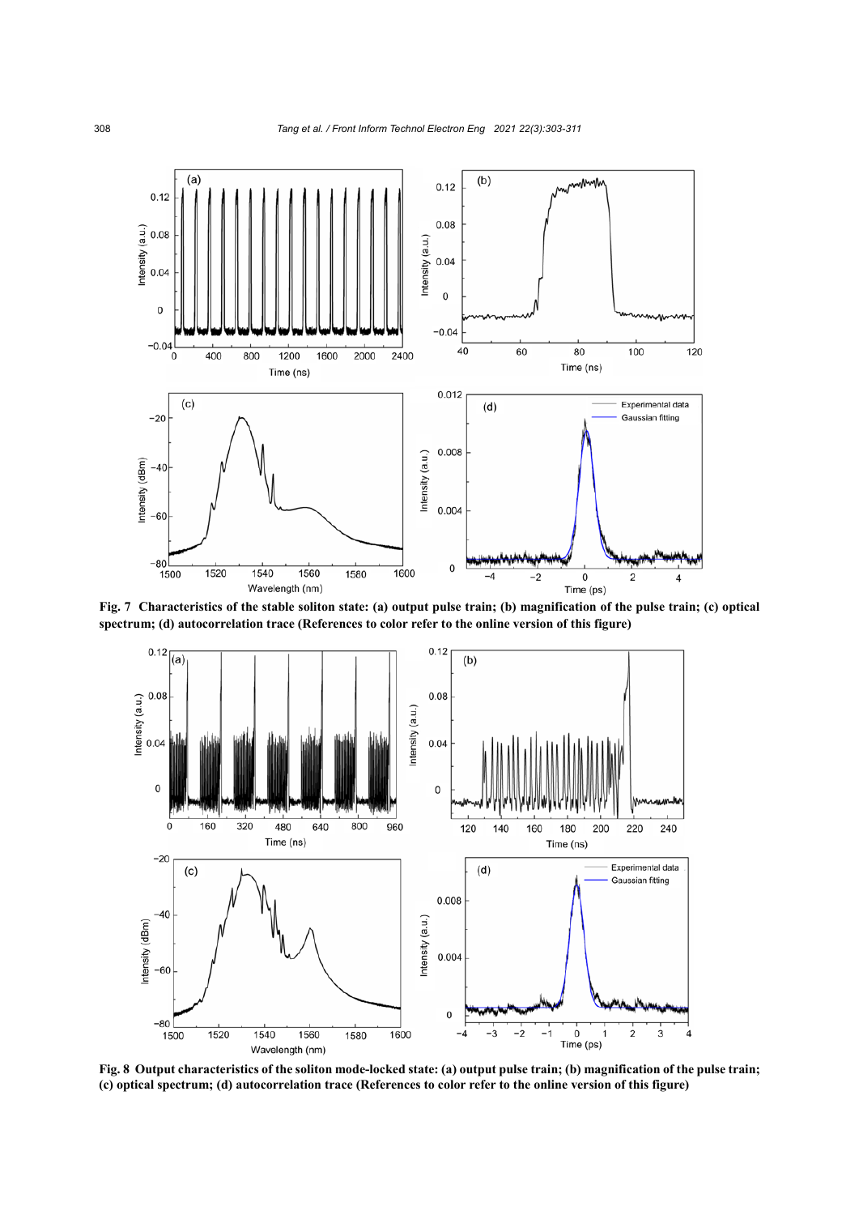Fig. 7 Characteristics of the stable soliton state: (a) output pulse train; (b) magnification of the pulse train; (c) optical spectrum; (d) autocorrelation trace (References to color refer to the online version of this figure)

Fig. 8 Output characteristics of the soliton mode-locked state: (a) output pulse train; (b) magnification of the pulse train; (c) optical spectrum; (d) autocorrelation trace (References to color refer to the online version of this figure)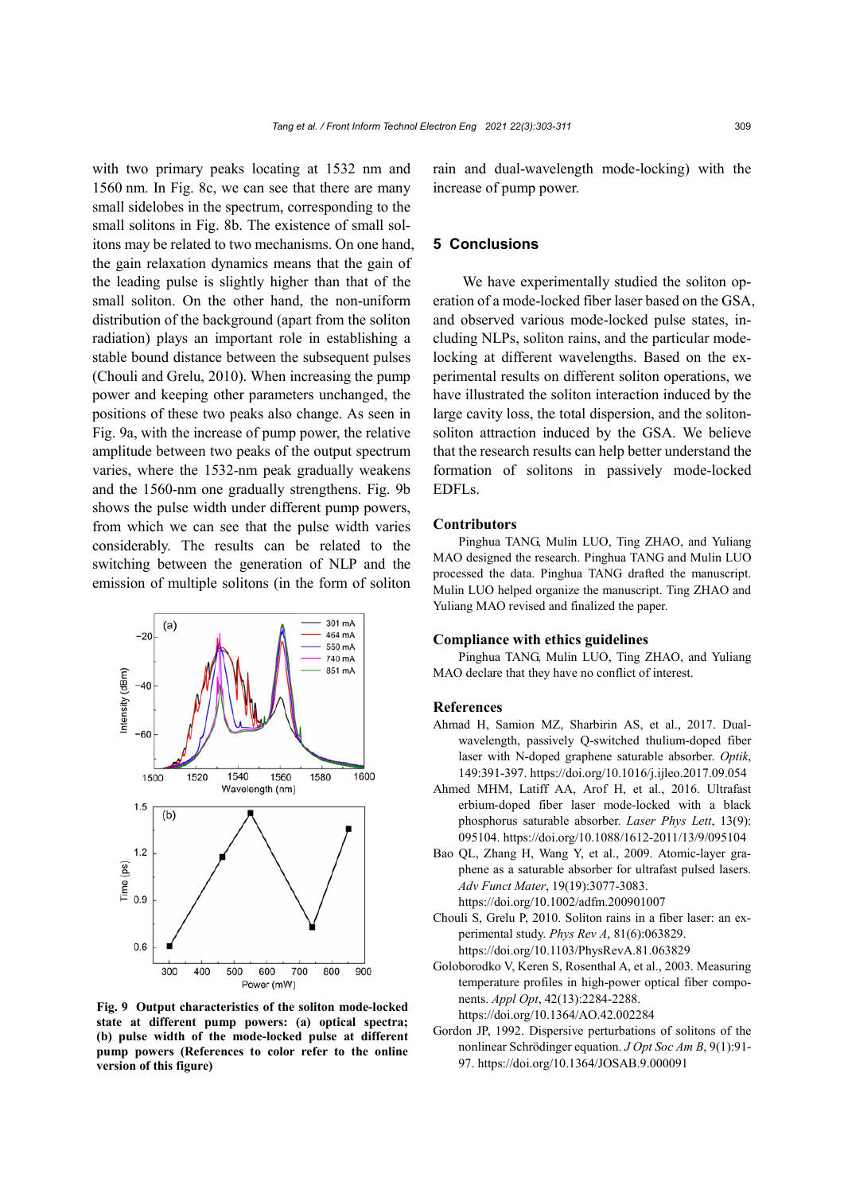with two primary peaks locating at 1532 nm and 1560 nm. In Fig. 8c, we can see that there are many small sidelobes in the spectrum, corresponding to the small solitons in Fig. 8b. The existence of small solitons may be related to two mechanisms. On one hand, the gain relaxation dynamics means that the gain of the leading pulse is slightly higher than that of the small soliton. On the other hand, the non-uniform distribution of the background (apart from the soliton radiation) plays an important role in establishing a stable bound distance between the subsequent pulses (Chouli and Grelu, 2010). When increasing the pump power and keeping other parameters unchanged, the positions of these two peaks also change. As seen in Fig. 9a, with the increase of pump power, the relative amplitude between two peaks of the output spectrum varies, where the 1532-nm peak gradually weakens and the 1560-nm one gradually strengthens. Fig. 9b shows the pulse width under different pump powers, from which we can see that the pulse width varies considerably. The results can be related to the switching between the generation of NLP and the emission of multiple solitons (in the form of soliton rain and dual-wavelength mode-locking) with the increase of pump power.

**Fig. 9 Output characteristics of the soliton mode-locked state at different pump powers: (a) optical spectra; (b) pulse width of the mode-locked pulse at different pump powers (References to color refer to the online version of this figure)**

## 5 Conclusions

We have experimentally studied the soliton operation of a mode-locked fiber laser based on the GSA, and observed various mode-locked pulse states, including NLPs, soliton rains, and the particular mode-locking at different wavelengths. Based on the experimental results on different soliton operations, we have illustrated the soliton interaction induced by the large cavity loss, the total dispersion, and the soliton-soliton attraction induced by the GSA. We believe that the research results can help better understand the formation of solitons in passively mode-locked EDFLs.

### Contributors

Pinghua TANG, Mulin LUO, Ting ZHAO, and Yuliang MAO designed the research. Pinghua TANG and Mulin LUO processed the data. Pinghua TANG drafted the manuscript. Mulin LUO helped organize the manuscript. Ting ZHAO and Yuliang MAO revised and finalized the paper.

### Compliance with ethics guidelines

Pinghua TANG, Mulin LUO, Ting ZHAO, and Yuliang MAO declare that they have no conflict of interest.

### References

Ahmad H, Samion MZ, Sharbirin AS, et al., 2017. Dual-wavelength, passively Q-switched thulium-doped fiber laser with N-doped graphene saturable absorber. *Optik*, 149:391-397. https://doi.org/10.1016/j.ijleo.2017.09.054

Ahmed MHM, Latiff AA, Arof H, et al., 2016. Ultrafast erbium-doped fiber laser mode-locked with a black phosphorus saturable absorber. *Laser Phys Lett*, 13(9): 095104. https://doi.org/10.1088/1612-2011/13/9/095104

Bao QL, Zhang H, Wang Y, et al., 2009. Atomic-layer graphene as a saturable absorber for ultrafast pulsed lasers. *Adv Funct Mater*, 19(19):3077-3083. https://doi.org/10.1002/adfm.200901007

Chouli S, Grelu P, 2010. Soliton rains in a fiber laser: an experimental study. *Phys Rev A*, 81(6):063829. https://doi.org/10.1103/PhysRevA.81.063829

Goloborodko V, Keren S, Rosenthal A, et al., 2003. Measuring temperature profiles in high-power optical fiber components. *Appl Opt*, 42(13):2284-2288. https://doi.org/10.1364/AO.42.002284

Gordon JP, 1992. Dispersive perturbations of solitons of the nonlinear Schrödinger equation. *J Opt Soc Am B*, 9(1):91-97. https://doi.org/10.1364/JOSAB.9.000091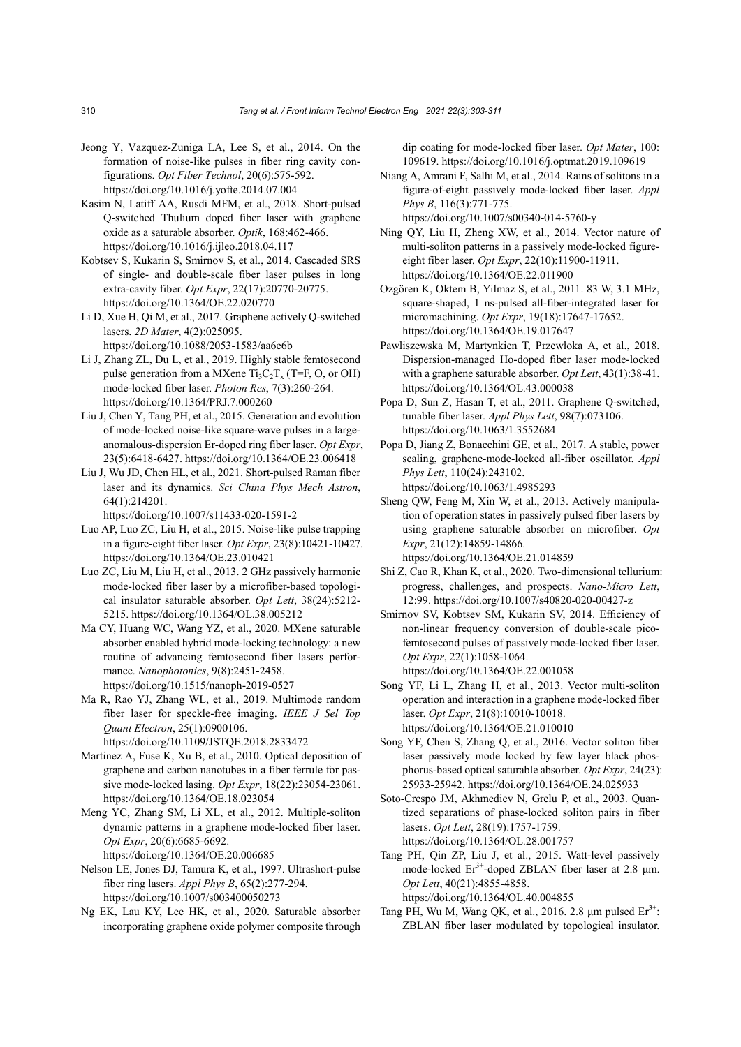Jeong Y, Vazquez-Zuniga LA, Lee S, et al., 2014. On the formation of noise-like pulses in fiber ring cavity configurations. *Opt Fiber Technol*, 20(6):575-592. https://doi.org/10.1016/j.yofte.2014.07.004

Kasim N, Latiff AA, Rusdi MFM, et al., 2018. Short-pulsed Q-switched Thulium doped fiber laser with graphene oxide as a saturable absorber. *Optik*, 168:462-466. https://doi.org/10.1016/j.ijleo.2018.04.117

Kobtsev S, Kukarin S, Smirnov S, et al., 2014. Cascaded SRS of single- and double-scale fiber laser pulses in long extra-cavity fiber. *Opt Expr*, 22(17):20770-20775. https://doi.org/10.1364/OE.22.020770

Li D, Xue H, Qi M, et al., 2017. Graphene actively Q-switched lasers. *2D Mater*, 4(2):025095. https://doi.org/10.1088/2053-1583/aa6e6b

Li J, Zhang ZL, Du L, et al., 2019. Highly stable femtosecond pulse generation from a MXene $Ti_3C_2T_x$ (T=F, O, or OH) mode-locked fiber laser. *Photon Res*, 7(3):260-264. https://doi.org/10.1364/PRJ.7.000260

Liu J, Chen Y, Tang PH, et al., 2015. Generation and evolution of mode-locked noise-like square-wave pulses in a large-anomalous-dispersion Er-doped ring fiber laser. *Opt Expr*, 23(5):6418-6427. https://doi.org/10.1364/OE.23.006418

Liu J, Wu JD, Chen HL, et al., 2021. Short-pulsed Raman fiber laser and its dynamics. *Sci China Phys Mech Astron*, 64(1):214201. https://doi.org/10.1007/s11433-020-1591-2

Luo AP, Luo ZC, Liu H, et al., 2015. Noise-like pulse trapping in a figure-eight fiber laser. *Opt Expr*, 23(8):10421-10427. https://doi.org/10.1364/OE.23.010421

Luo ZC, Liu M, Liu H, et al., 2013. 2 GHz passively harmonic mode-locked fiber laser by a microfiber-based topological insulator saturable absorber. *Opt Lett*, 38(24):5212-5215. https://doi.org/10.1364/OL.38.005212

Ma CY, Huang WC, Wang YZ, et al., 2020. MXene saturable absorber enabled hybrid mode-locking technology: a new routine of advancing femtosecond fiber lasers performance. *Nanophotonics*, 9(8):2451-2458. https://doi.org/10.1515/nanoph-2019-0527

Ma R, Rao YJ, Zhang WL, et al., 2019. Multimode random fiber laser for speckle-free imaging. *IEEE J Sel Top Quant Electron*, 25(1):0900106. https://doi.org/10.1109/JSTQE.2018.2833472

Martinez A, Fuse K, Xu B, et al., 2010. Optical deposition of graphene and carbon nanotubes in a fiber ferrule for passive mode-locked lasing. *Opt Expr*, 18(22):23054-23061. https://doi.org/10.1364/OE.18.023054

Meng YC, Zhang SM, Li XL, et al., 2012. Multiple-soliton dynamic patterns in a graphene mode-locked fiber laser. *Opt Expr*, 20(6):6685-6692. https://doi.org/10.1364/OE.20.006685

Nelson LE, Jones DJ, Tamura K, et al., 1997. Ultrashort-pulse fiber ring lasers. *Appl Phys B*, 65(2):277-294. https://doi.org/10.1007/s003400050273

Ng EK, Lau KY, Lee HK, et al., 2020. Saturable absorber incorporating graphene oxide polymer composite through dip coating for mode-locked fiber laser. *Opt Mater*, 100: 109619. https://doi.org/10.1016/j.optmat.2019.109619

Niang A, Amrani F, Salhi M, et al., 2014. Rains of solitons in a figure-of-eight passively mode-locked fiber laser. *Appl Phys B*, 116(3):771-775. https://doi.org/10.1007/s00340-014-5760-y

Ning QY, Liu H, Zheng XW, et al., 2014. Vector nature of multi-soliton patterns in a passively mode-locked figure-eight fiber laser. *Opt Expr*, 22(10):11900-11911. https://doi.org/10.1364/OE.22.011900

Ozgören K, Oktem B, Yilmaz S, et al., 2011. 83 W, 3.1 MHz, square-shaped, 1 ns-pulsed all-fiber-integrated laser for micromachining. *Opt Expr*, 19(18):17647-17652. https://doi.org/10.1364/OE.19.017647

Pawliszewska M, Martynkien T, Przewłoka A, et al., 2018. Dispersion-managed Ho-doped fiber laser mode-locked with a graphene saturable absorber. *Opt Lett*, 43(1):38-41. https://doi.org/10.1364/OL.43.000038

Popa D, Sun Z, Hasan T, et al., 2011. Graphene Q-switched, tunable fiber laser. *Appl Phys Lett*, 98(7):073106. https://doi.org/10.1063/1.3552684

Popa D, Jiang Z, Bonacchini GE, et al., 2017. A stable, power scaling, graphene-mode-locked all-fiber oscillator. *Appl Phys Lett*, 110(24):243102. https://doi.org/10.1063/1.4985293

Sheng QW, Feng M, Xin W, et al., 2013. Actively manipulation of operation states in passively pulsed fiber lasers by using graphene saturable absorber on microfiber. *Opt Expr*, 21(12):14859-14866. https://doi.org/10.1364/OE.21.014859

Shi Z, Cao R, Khan K, et al., 2020. Two-dimensional tellurium: progress, challenges, and prospects. *Nano-Micro Lett*, 12:99. https://doi.org/10.1007/s40820-020-00427-z

Smirnov SV, Kobtsev SM, Kukarin SV, 2014. Efficiency of non-linear frequency conversion of double-scale pico-femtosecond pulses of passively mode-locked fiber laser. *Opt Expr*, 22(1):1058-1064. https://doi.org/10.1364/OE.22.001058

Song YF, Li L, Zhang H, et al., 2013. Vector multi-soliton operation and interaction in a graphene mode-locked fiber laser. *Opt Expr*, 21(8):10010-10018. https://doi.org/10.1364/OE.21.010010

Song YF, Chen S, Zhang Q, et al., 2016. Vector soliton fiber laser passively mode locked by few layer black phosphorus-based optical saturable absorber. *Opt Expr*, 24(23): 25933-25942. https://doi.org/10.1364/OE.24.025933

Soto-Crespo JM, Akhmediev N, Grelu P, et al., 2003. Quantized separations of phase-locked soliton pairs in fiber lasers. *Opt Lett*, 28(19):1757-1759. https://doi.org/10.1364/OL.28.001757

Tang PH, Qin ZP, Liu J, et al., 2015. Watt-level passively mode-locked $Er^{3+}$-doped ZBLAN fiber laser at 2.8 μm. *Opt Lett*, 40(21):4855-4858. https://doi.org/10.1364/OL.40.004855

Tang PH, Wu M, Wang QK, et al., 2016. 2.8 μm pulsed $Er^{3+}$: ZBLAN fiber laser modulated by topological insulator.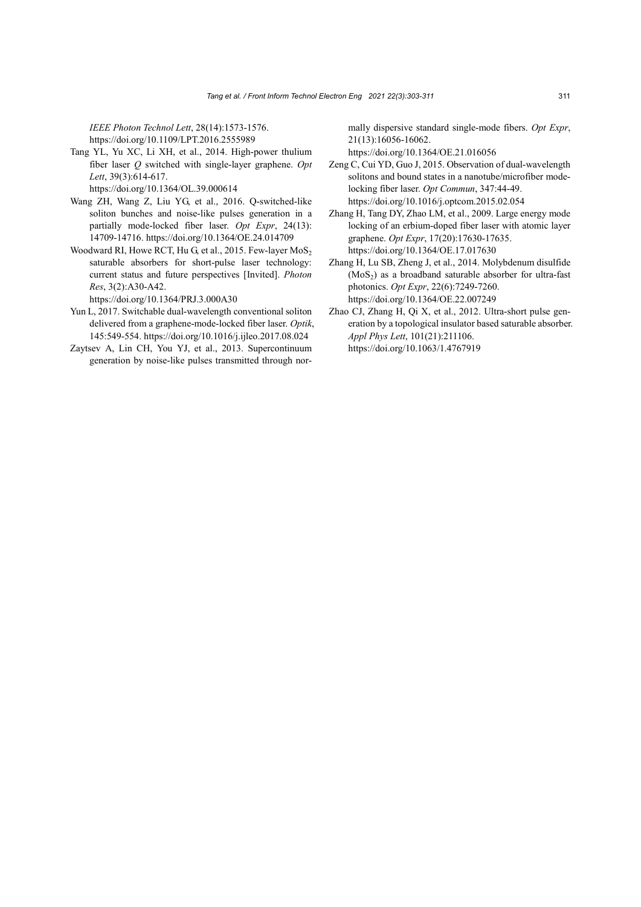*IEEE Photon Technol Lett*, 28(14):1573-1576. https://doi.org/10.1109/LPT.2016.2555989

Tang YL, Yu XC, Li XH, et al., 2014. High-power thulium fiber laser *Q* switched with single-layer graphene. *Opt Lett*, 39(3):614-617. https://doi.org/10.1364/OL.39.000614

Wang ZH, Wang Z, Liu YG, et al., 2016. Q-switched-like soliton bunches and noise-like pulses generation in a partially mode-locked fiber laser. *Opt Expr*, 24(13): 14709-14716. https://doi.org/10.1364/OE.24.014709

Woodward RI, Howe RCT, Hu G, et al., 2015. Few-layer $MoS_2$ saturable absorbers for short-pulse laser technology: current status and future perspectives [Invited]. *Photon Res*, 3(2):A30-A42. https://doi.org/10.1364/PRJ.3.000A30

Yun L, 2017. Switchable dual-wavelength conventional soliton delivered from a graphene-mode-locked fiber laser. *Optik*, 145:549-554. https://doi.org/10.1016/j.ijleo.2017.08.024

Zaytsev A, Lin CH, You YJ, et al., 2013. Supercontinuum generation by noise-like pulses transmitted through normally dispersive standard single-mode fibers. *Opt Expr*, 21(13):16056-16062. https://doi.org/10.1364/OE.21.016056

Zeng C, Cui YD, Guo J, 2015. Observation of dual-wavelength solitons and bound states in a nanotube/microfiber mode-locking fiber laser. *Opt Commun*, 347:44-49. https://doi.org/10.1016/j.optcom.2015.02.054

Zhang H, Tang DY, Zhao LM, et al., 2009. Large energy mode locking of an erbium-doped fiber laser with atomic layer graphene. *Opt Expr*, 17(20):17630-17635. https://doi.org/10.1364/OE.17.017630

Zhang H, Lu SB, Zheng J, et al., 2014. Molybdenum disulfide ($MoS_2$) as a broadband saturable absorber for ultra-fast photonics. *Opt Expr*, 22(6):7249-7260. https://doi.org/10.1364/OE.22.007249

Zhao CJ, Zhang H, Qi X, et al., 2012. Ultra-short pulse generation by a topological insulator based saturable absorber. *Appl Phys Lett*, 101(21):211106. https://doi.org/10.1063/1.4767919